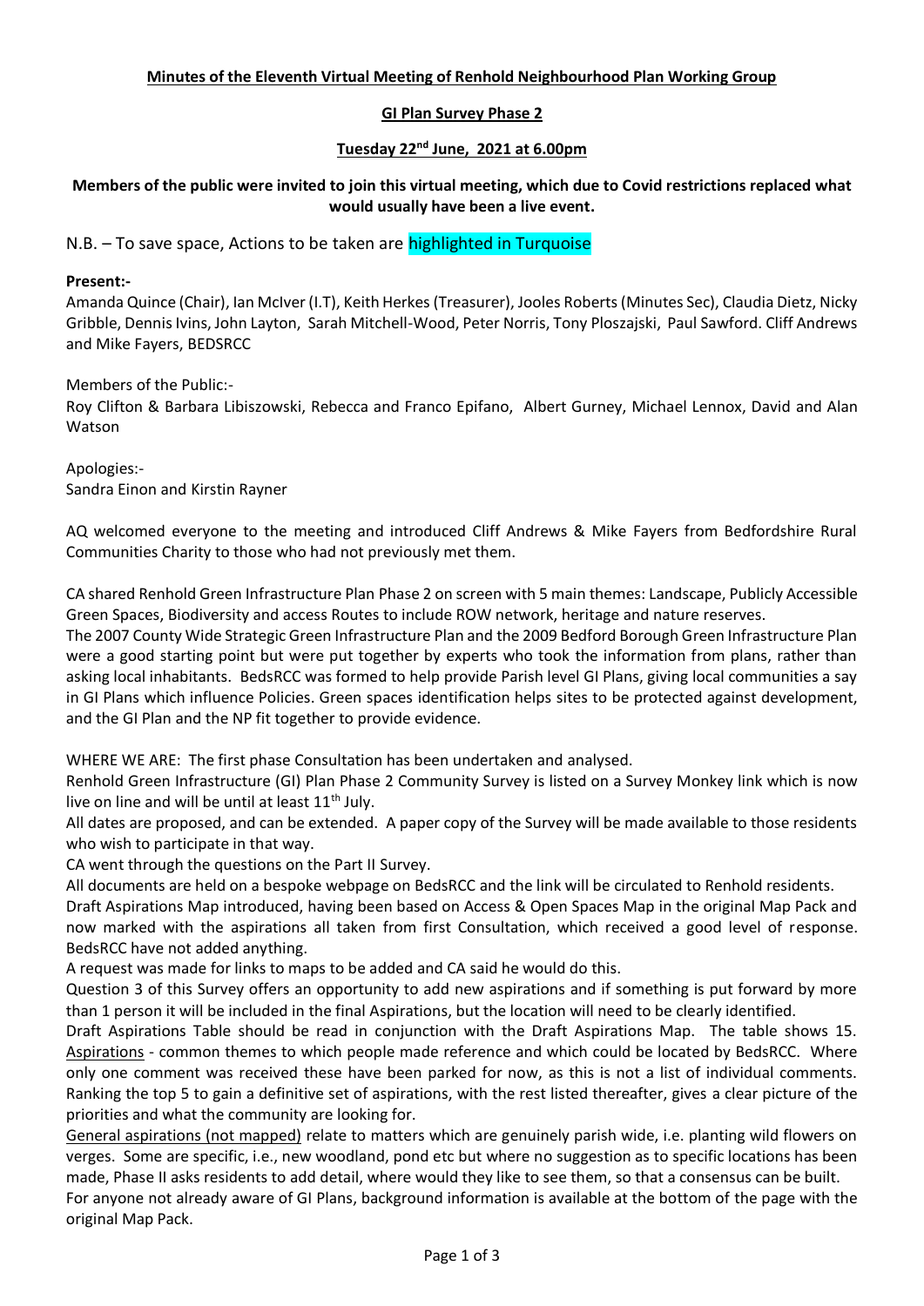**Minutes of the Eleventh Virtual Meeting of Renhold Neighbourhood Plan Working Group**

**GI Plan Survey Phase 2**

**Tuesday 22nd June, 2021 at 6.00pm**

**Members of the public were invited to join this virtual meeting, which due to Covid restrictions replaced what would usually have been a live event.**

N.B. – To save space, Actions to be taken are highlighted in Turquoise

**Present:-**

Amanda Quince (Chair), Ian McIver (I.T), Keith Herkes (Treasurer), Jooles Roberts (Minutes Sec), Claudia Dietz, Nicky Gribble, Dennis Ivins, John Layton, Sarah Mitchell-Wood, Peter Norris, Tony Ploszajski, Paul Sawford. Cliff Andrews and Mike Fayers, BEDSRCC

Members of the Public:-

Roy Clifton & Barbara Libiszowski, Rebecca and Franco Epifano, Albert Gurney, Michael Lennox, David and Alan Watson

Apologies:-

Sandra Einon and Kirstin Rayner

AQ welcomed everyone to the meeting and introduced Cliff Andrews & Mike Fayers from Bedfordshire Rural Communities Charity to those who had not previously met them.

CA shared Renhold Green Infrastructure Plan Phase 2 on screen with 5 main themes: Landscape, Publicly Accessible Green Spaces, Biodiversity and access Routes to include ROW network, heritage and nature reserves.

The 2007 County Wide Strategic Green Infrastructure Plan and the 2009 Bedford Borough Green Infrastructure Plan were a good starting point but were put together by experts who took the information from plans, rather than asking local inhabitants. BedsRCC was formed to help provide Parish level GI Plans, giving local communities a say in GI Plans which influence Policies. Green spaces identification helps sites to be protected against development, and the GI Plan and the NP fit together to provide evidence.

WHERE WE ARE: The first phase Consultation has been undertaken and analysed.

Renhold Green Infrastructure (GI) Plan Phase 2 Community Survey is listed on a Survey Monkey link which is now live on line and will be until at least 11th July.

All dates are proposed, and can be extended. A paper copy of the Survey will be made available to those residents who wish to participate in that way.

CA went through the questions on the Part II Survey.

All documents are held on a bespoke webpage on BedsRCC and the link will be circulated to Renhold residents.

Draft Aspirations Map introduced, having been based on Access & Open Spaces Map in the original Map Pack and now marked with the aspirations all taken from first Consultation, which received a good level of response. BedsRCC have not added anything.

A request was made for links to maps to be added and CA said he would do this.

Question 3 of this Survey offers an opportunity to add new aspirations and if something is put forward by more than 1 person it will be included in the final Aspirations, but the location will need to be clearly identified.

Draft Aspirations Table should be read in conjunction with the Draft Aspirations Map. The table shows 15. Aspirations - common themes to which people made reference and which could be located by BedsRCC. Where only one comment was received these have been parked for now, as this is not a list of individual comments. Ranking the top 5 to gain a definitive set of aspirations, with the rest listed thereafter, gives a clear picture of the priorities and what the community are looking for.

General aspirations (not mapped) relate to matters which are genuinely parish wide, i.e. planting wild flowers on verges. Some are specific, i.e., new woodland, pond etc but where no suggestion as to specific locations has been made, Phase II asks residents to add detail, where would they like to see them, so that a consensus can be built.

For anyone not already aware of GI Plans, background information is available at the bottom of the page with the original Map Pack.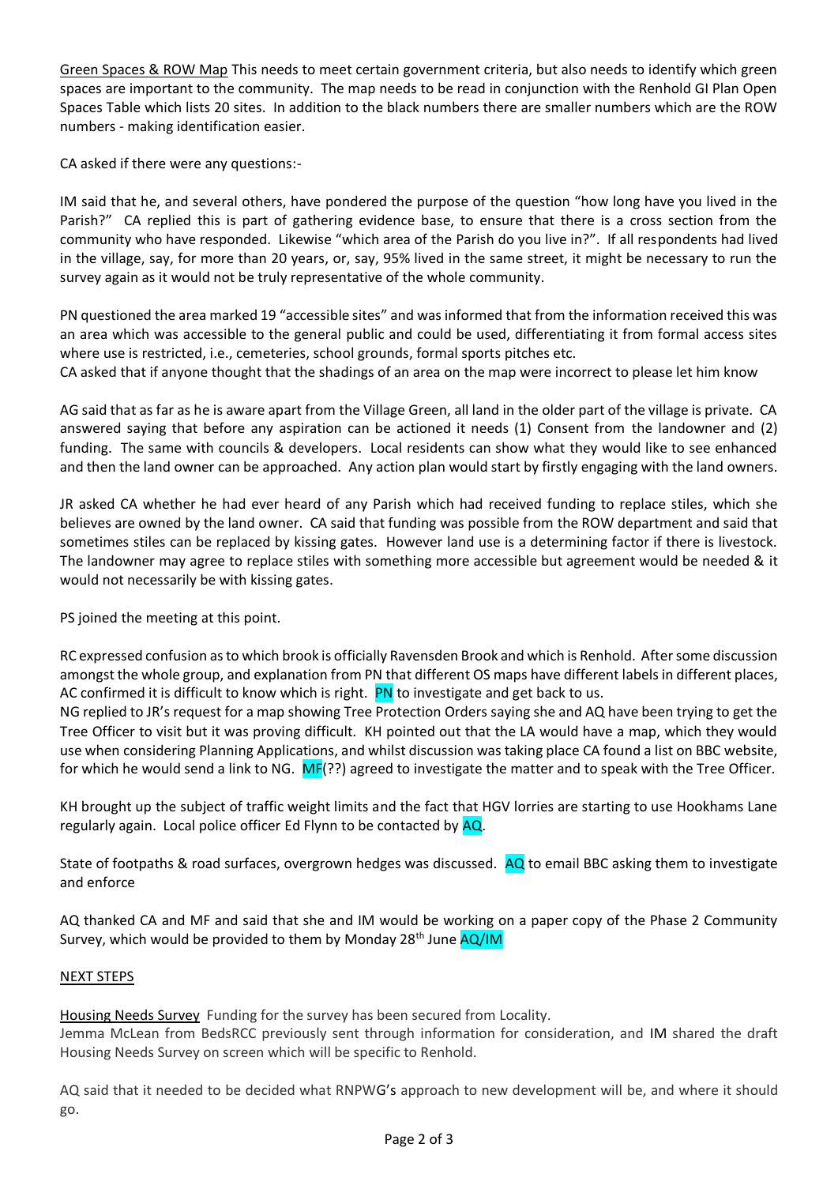Green Spaces & ROW Map This needs to meet certain government criteria, but also needs to identify which green spaces are important to the community. The map needs to be read in conjunction with the Renhold GI Plan Open Spaces Table which lists 20 sites. In addition to the black numbers there are smaller numbers which are the ROW numbers - making identification easier.

CA asked if there were any questions:-

IM said that he, and several others, have pondered the purpose of the question "how long have you lived in the Parish?" CA replied this is part of gathering evidence base, to ensure that there is a cross section from the community who have responded. Likewise "which area of the Parish do you live in?". If all respondents had lived in the village, say, for more than 20 years, or, say, 95% lived in the same street, it might be necessary to run the survey again as it would not be truly representative of the whole community.

PN questioned the area marked 19 "accessible sites" and was informed that from the information received this was an area which was accessible to the general public and could be used, differentiating it from formal access sites where use is restricted, i.e., cemeteries, school grounds, formal sports pitches etc.
CA asked that if anyone thought that the shadings of an area on the map were incorrect to please let him know

AG said that as far as he is aware apart from the Village Green, all land in the older part of the village is private. CA answered saying that before any aspiration can be actioned it needs (1) Consent from the landowner and (2) funding. The same with councils & developers. Local residents can show what they would like to see enhanced and then the land owner can be approached. Any action plan would start by firstly engaging with the land owners.

JR asked CA whether he had ever heard of any Parish which had received funding to replace stiles, which she believes are owned by the land owner. CA said that funding was possible from the ROW department and said that sometimes stiles can be replaced by kissing gates. However land use is a determining factor if there is livestock. The landowner may agree to replace stiles with something more accessible but agreement would be needed & it would not necessarily be with kissing gates.

PS joined the meeting at this point.

RC expressed confusion as to which brook is officially Ravensden Brook and which is Renhold. After some discussion amongst the whole group, and explanation from PN that different OS maps have different labels in different places, AC confirmed it is difficult to know which is right. PN to investigate and get back to us.
NG replied to JR's request for a map showing Tree Protection Orders saying she and AQ have been trying to get the Tree Officer to visit but it was proving difficult. KH pointed out that the LA would have a map, which they would use when considering Planning Applications, and whilst discussion was taking place CA found a list on BBC website, for which he would send a link to NG. MF(??) agreed to investigate the matter and to speak with the Tree Officer.

KH brought up the subject of traffic weight limits and the fact that HGV lorries are starting to use Hookhams Lane regularly again. Local police officer Ed Flynn to be contacted by AQ.

State of footpaths & road surfaces, overgrown hedges was discussed. AQ to email BBC asking them to investigate and enforce

AQ thanked CA and MF and said that she and IM would be working on a paper copy of the Phase 2 Community Survey, which would be provided to them by Monday 28th June AQ/IM

NEXT STEPS

Housing Needs Survey Funding for the survey has been secured from Locality.
Jemma McLean from BedsRCC previously sent through information for consideration, and IM shared the draft Housing Needs Survey on screen which will be specific to Renhold.

AQ said that it needed to be decided what RNPWG's approach to new development will be, and where it should go.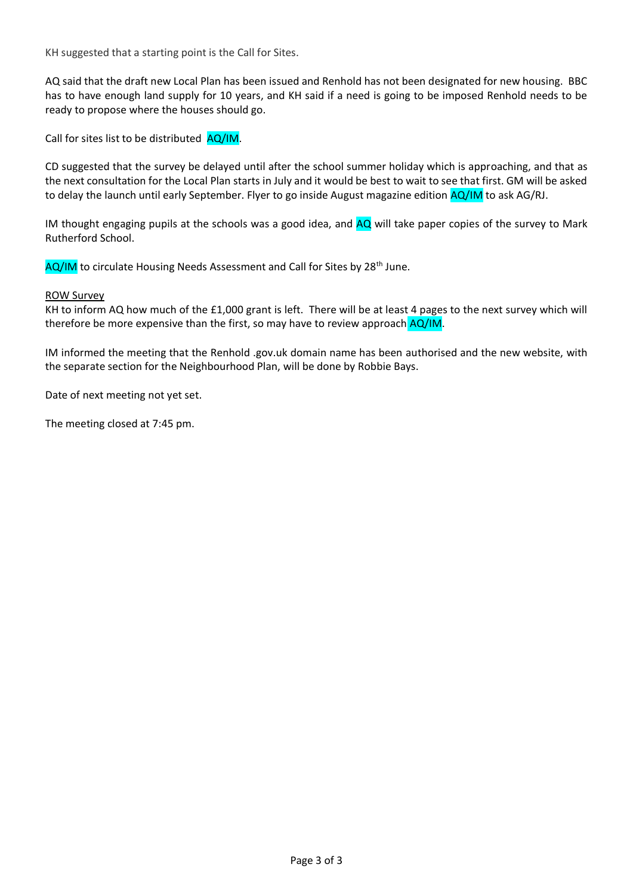KH suggested that a starting point is the Call for Sites.

AQ said that the draft new Local Plan has been issued and Renhold has not been designated for new housing. BBC has to have enough land supply for 10 years, and KH said if a need is going to be imposed Renhold needs to be ready to propose where the houses should go.

Call for sites list to be distributed AQ/IM.

CD suggested that the survey be delayed until after the school summer holiday which is approaching, and that as the next consultation for the Local Plan starts in July and it would be best to wait to see that first. GM will be asked to delay the launch until early September. Flyer to go inside August magazine edition AQ/IM to ask AG/RJ.

IM thought engaging pupils at the schools was a good idea, and AQ will take paper copies of the survey to Mark Rutherford School.

AQ/IM to circulate Housing Needs Assessment and Call for Sites by 28th June.

<u>ROW Survey</u>
KH to inform AQ how much of the £1,000 grant is left. There will be at least 4 pages to the next survey which will therefore be more expensive than the first, so may have to review approach AQ/IM.

IM informed the meeting that the Renhold .gov.uk domain name has been authorised and the new website, with the separate section for the Neighbourhood Plan, will be done by Robbie Bays.

Date of next meeting not yet set.

The meeting closed at 7:45 pm.